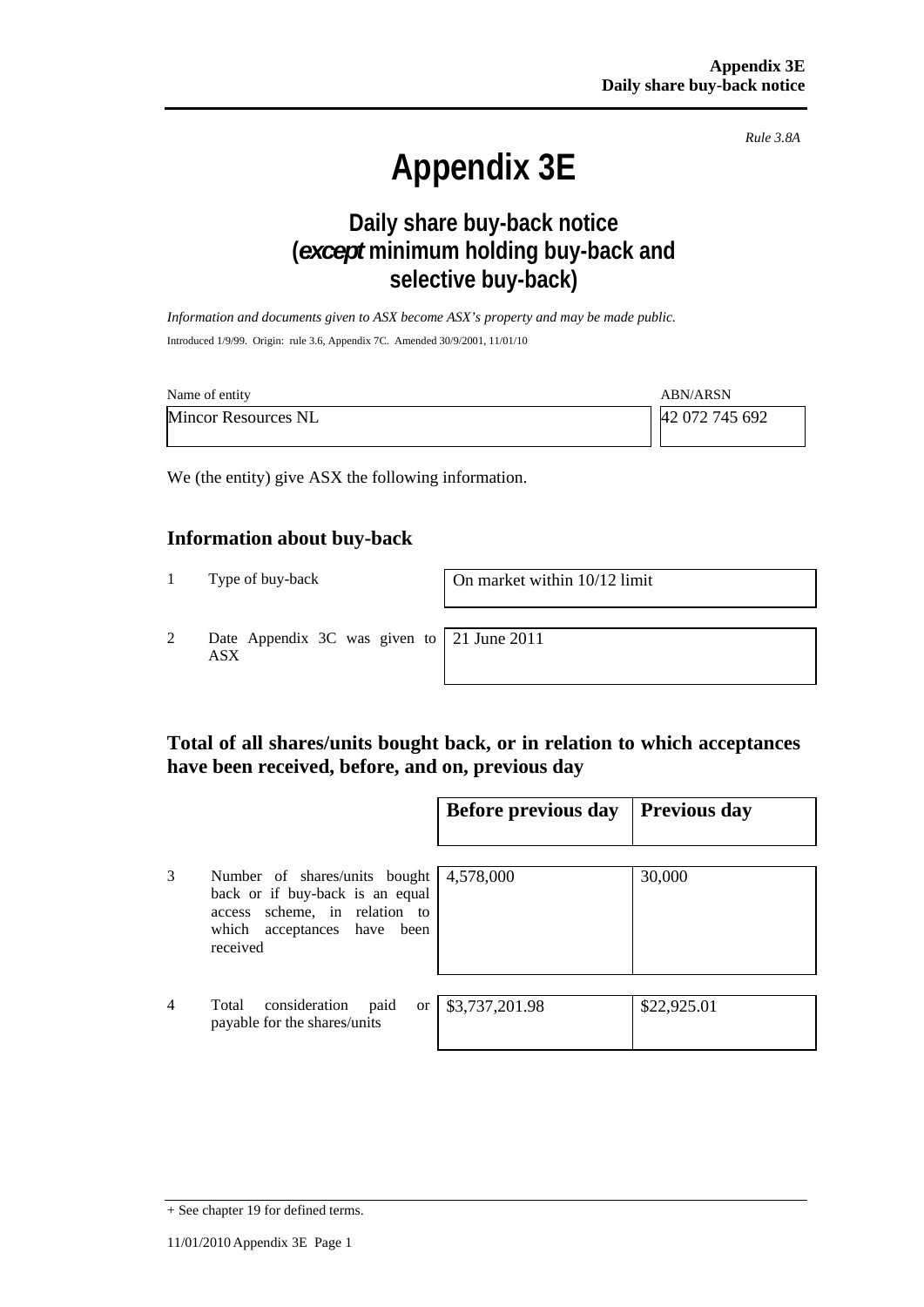*Rule 3.8A*

# Appendix 3E

## Daily share buy-back notice (*except* minimum holding buy-back and selective buy-back)

*Information and documents given to ASX become ASX's property and may be made public.*

Introduced 1/9/99. Origin: rule 3.6, Appendix 7C. Amended 30/9/2001, 11/01/10

| Name of entity | ABN/ARSN |
|---|---|
| Mincor Resources NL | 42 072 745 692 |

We (the entity) give ASX the following information.

## Information about buy-back

| | | |
|---|---|---|
| 1 | Type of buy-back | On market within 10/12 limit |
| 2 | Date Appendix 3C was given to ASX | 21 June 2011 |

## Total of all shares/units bought back, or in relation to which acceptances have been received, before, and on, previous day

| | | Before previous day | Previous day |
|---|---|---|---|
| 3 | Number of shares/units bought back or if buy-back is an equal access scheme, in relation to which acceptances have been received | 4,578,000 | 30,000 |
| 4 | Total consideration paid or payable for the shares/units | $3,737,201.98 | $22,925.01 |

+ See chapter 19 for defined terms.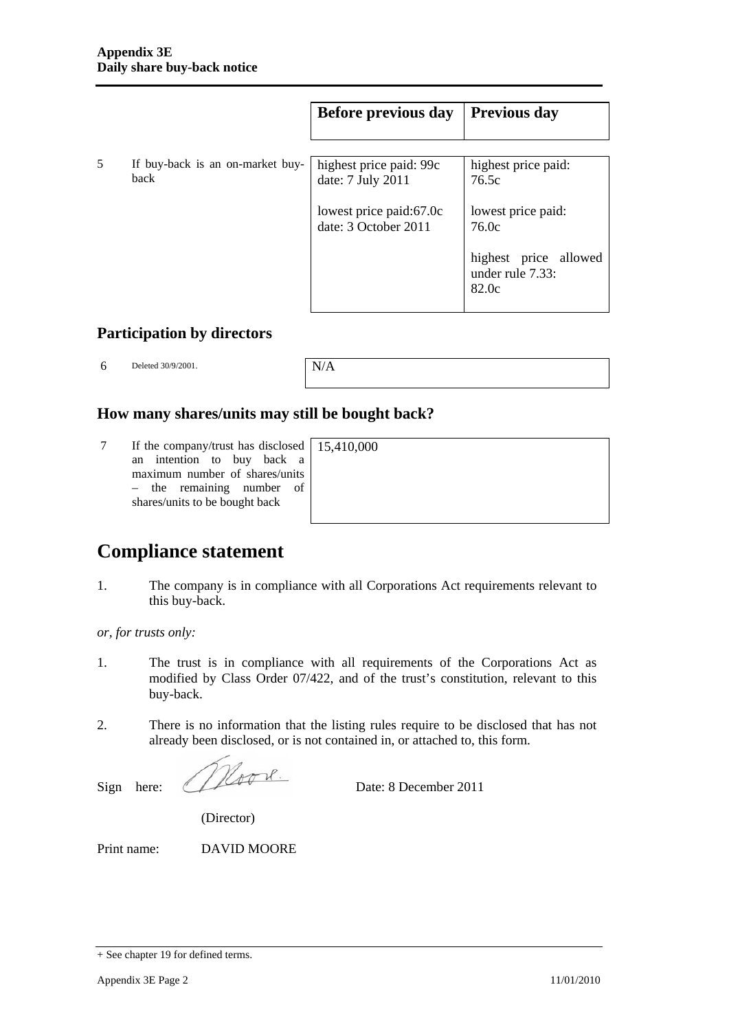| | | Before previous day | Previous day |
|---|---|---|---|
| 5 | If buy-back is an on-market buy-back | highest price paid: 99c<br>date: 7 July 2011<br><br>lowest price paid:67.0c<br>date: 3 October 2011 | highest price paid: 76.5c<br><br>lowest price paid: 76.0c<br><br>highest price allowed under rule 7.33: 82.0c |

## Participation by directors

| | | |
|---|---|---|
| 6 | Deleted 30/9/2001. | N/A |

## How many shares/units may still be bought back?

| | | |
|---|---|---|
| 7 | If the company/trust has disclosed an intention to buy back a maximum number of shares/units – the remaining number of shares/units to be bought back | 15,410,000 |

# Compliance statement

1. The company is in compliance with all Corporations Act requirements relevant to this buy-back.

*or, for trusts only:*

1. The trust is in compliance with all requirements of the Corporations Act as modified by Class Order 07/422, and of the trust's constitution, relevant to this buy-back.

2. There is no information that the listing rules require to be disclosed that has not already been disclosed, or is not contained in, or attached to, this form.

Sign here: Date: 8 December 2011

(Director)

Print name: DAVID MOORE

+ See chapter 19 for defined terms.